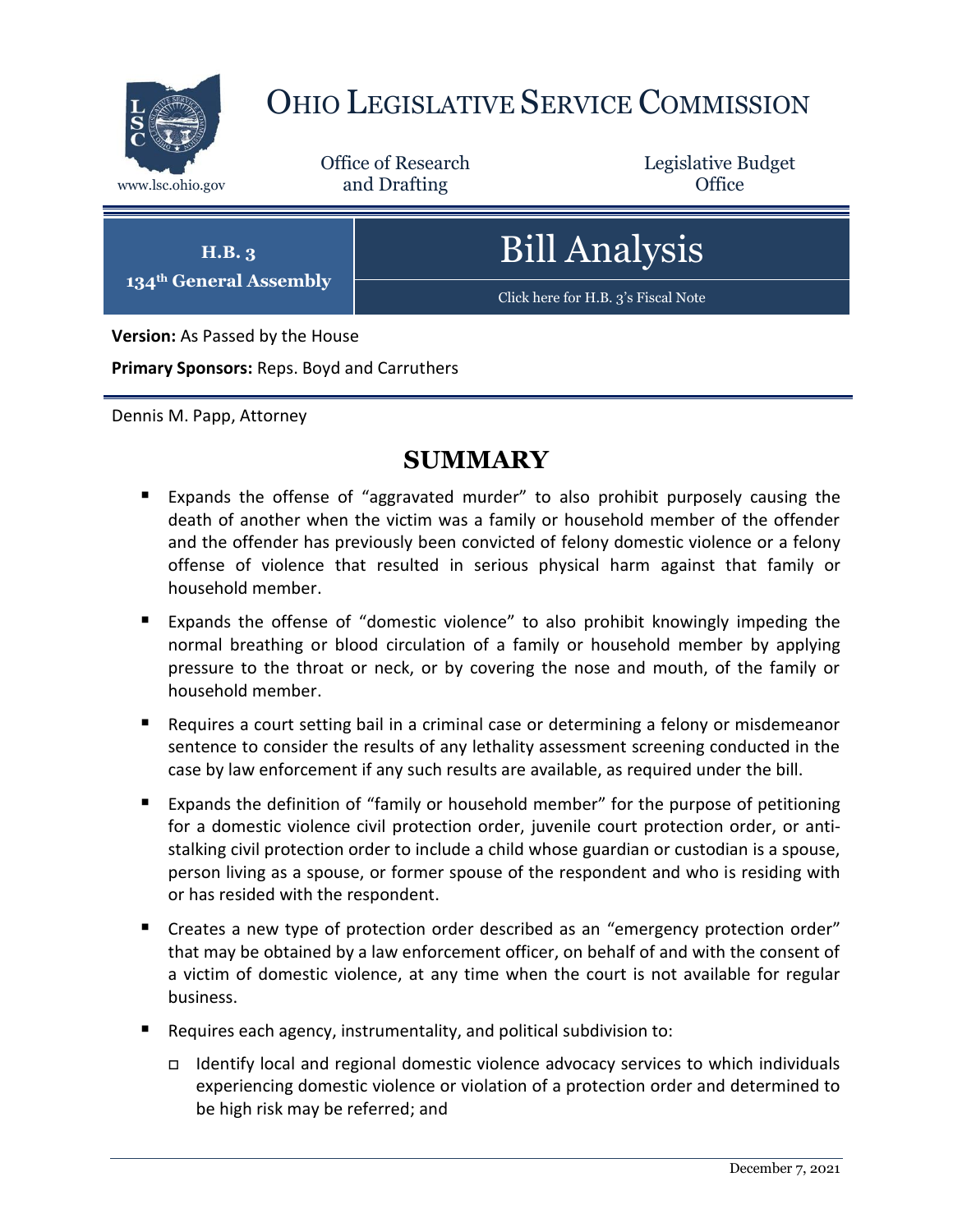# OHIO LEGISLATIVE SERVICE COMMISSION

www.lsc.ohio.gov

Office of Research and Drafting

Legislative Budget Office

**H.B. 3**
**134th General Assembly**

# Bill Analysis

Click here for H.B. 3's Fiscal Note

**Version:** As Passed by the House

**Primary Sponsors:** Reps. Boyd and Carruthers

Dennis M. Papp, Attorney

## SUMMARY

- Expands the offense of "aggravated murder" to also prohibit purposely causing the death of another when the victim was a family or household member of the offender and the offender has previously been convicted of felony domestic violence or a felony offense of violence that resulted in serious physical harm against that family or household member.
- Expands the offense of "domestic violence" to also prohibit knowingly impeding the normal breathing or blood circulation of a family or household member by applying pressure to the throat or neck, or by covering the nose and mouth, of the family or household member.
- Requires a court setting bail in a criminal case or determining a felony or misdemeanor sentence to consider the results of any lethality assessment screening conducted in the case by law enforcement if any such results are available, as required under the bill.
- Expands the definition of "family or household member" for the purpose of petitioning for a domestic violence civil protection order, juvenile court protection order, or anti-stalking civil protection order to include a child whose guardian or custodian is a spouse, person living as a spouse, or former spouse of the respondent and who is residing with or has resided with the respondent.
- Creates a new type of protection order described as an "emergency protection order" that may be obtained by a law enforcement officer, on behalf of and with the consent of a victim of domestic violence, at any time when the court is not available for regular business.
- Requires each agency, instrumentality, and political subdivision to:
  - Identify local and regional domestic violence advocacy services to which individuals experiencing domestic violence or violation of a protection order and determined to be high risk may be referred; and

December 7, 2021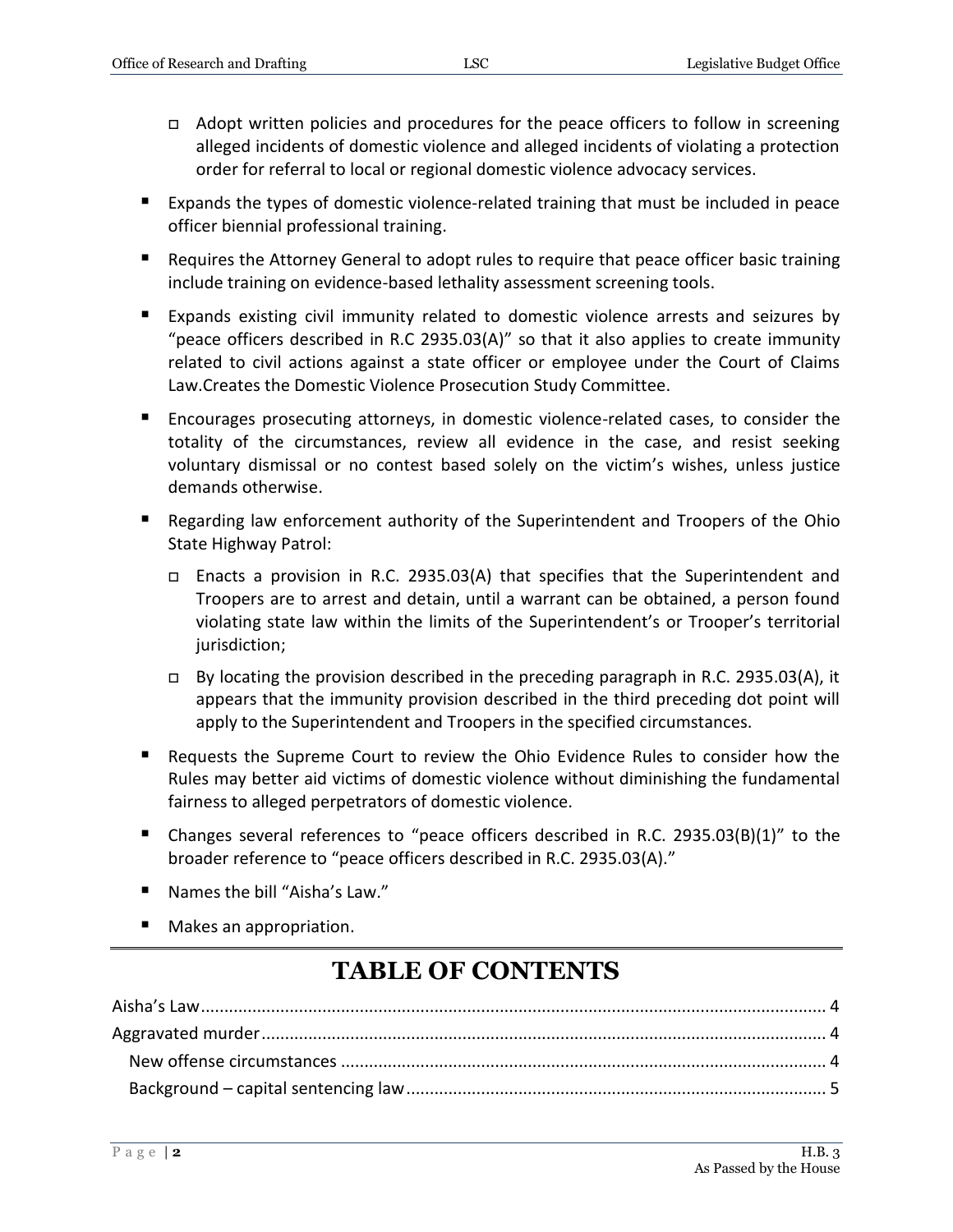- Adopt written policies and procedures for the peace officers to follow in screening alleged incidents of domestic violence and alleged incidents of violating a protection order for referral to local or regional domestic violence advocacy services.

- Expands the types of domestic violence-related training that must be included in peace officer biennial professional training.
- Requires the Attorney General to adopt rules to require that peace officer basic training include training on evidence-based lethality assessment screening tools.
- Expands existing civil immunity related to domestic violence arrests and seizures by "peace officers described in R.C 2935.03(A)" so that it also applies to create immunity related to civil actions against a state officer or employee under the Court of Claims Law.Creates the Domestic Violence Prosecution Study Committee.
- Encourages prosecuting attorneys, in domestic violence-related cases, to consider the totality of the circumstances, review all evidence in the case, and resist seeking voluntary dismissal or no contest based solely on the victim's wishes, unless justice demands otherwise.
- Regarding law enforcement authority of the Superintendent and Troopers of the Ohio State Highway Patrol:
  - Enacts a provision in R.C. 2935.03(A) that specifies that the Superintendent and Troopers are to arrest and detain, until a warrant can be obtained, a person found violating state law within the limits of the Superintendent's or Trooper's territorial jurisdiction;
  - By locating the provision described in the preceding paragraph in R.C. 2935.03(A), it appears that the immunity provision described in the third preceding dot point will apply to the Superintendent and Troopers in the specified circumstances.
- Requests the Supreme Court to review the Ohio Evidence Rules to consider how the Rules may better aid victims of domestic violence without diminishing the fundamental fairness to alleged perpetrators of domestic violence.
- Changes several references to "peace officers described in R.C. 2935.03(B)(1)" to the broader reference to "peace officers described in R.C. 2935.03(A)."
- Names the bill "Aisha's Law."
- Makes an appropriation.

# TABLE OF CONTENTS

Aisha's Law ..... 4
Aggravated murder ..... 4
- New offense circumstances ..... 4
- Background – capital sentencing law ..... 5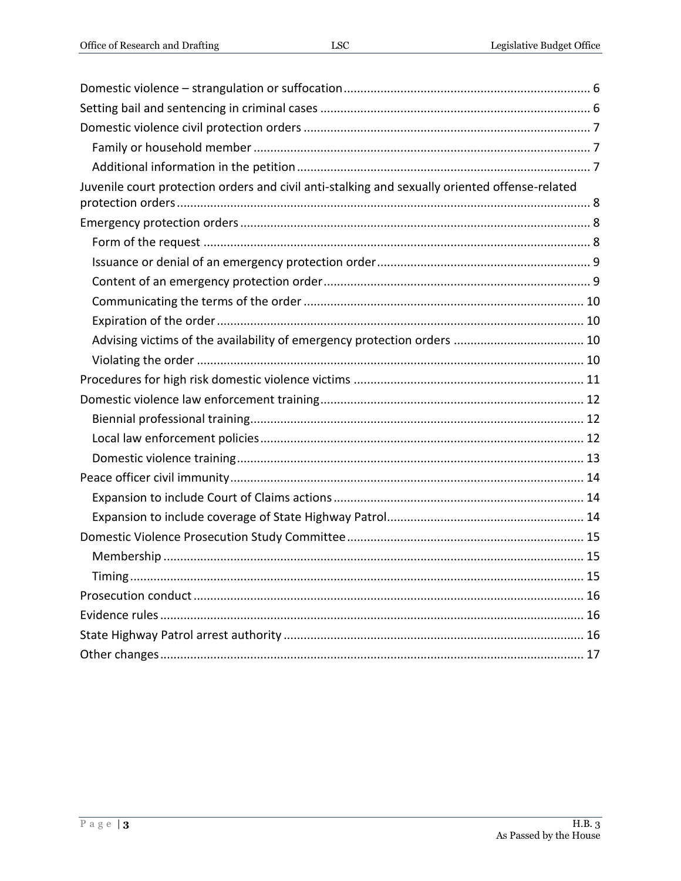Domestic violence – strangulation or suffocation ........................................................................ 6
Setting bail and sentencing in criminal cases ................................................................................ 6
Domestic violence civil protection orders ..................................................................................... 7
  Family or household member .................................................................................................... 7
  Additional information in the petition ....................................................................................... 7
Juvenile court protection orders and civil anti-stalking and sexually oriented offense-related protection orders .......................................................................................................................... 8
Emergency protection orders ........................................................................................................ 8
  Form of the request .................................................................................................................... 8
  Issuance or denial of an emergency protection order ................................................................ 9
  Content of an emergency protection order ................................................................................ 9
  Communicating the terms of the order .................................................................................... 10
  Expiration of the order ............................................................................................................. 10
  Advising victims of the availability of emergency protection orders ....................................... 10
  Violating the order .................................................................................................................... 10
Procedures for high risk domestic violence victims ..................................................................... 11
Domestic violence law enforcement training ............................................................................... 12
  Biennial professional training ................................................................................................... 12
  Local law enforcement policies ................................................................................................. 12
  Domestic violence training ........................................................................................................ 13
Peace officer civil immunity .......................................................................................................... 14
  Expansion to include Court of Claims actions ........................................................................... 14
  Expansion to include coverage of State Highway Patrol ........................................................... 14
Domestic Violence Prosecution Study Committee ....................................................................... 15
  Membership .............................................................................................................................. 15
  Timing ........................................................................................................................................ 15
Prosecution conduct ..................................................................................................................... 16
Evidence rules ............................................................................................................................... 16
State Highway Patrol arrest authority .......................................................................................... 16
Other changes ............................................................................................................................... 17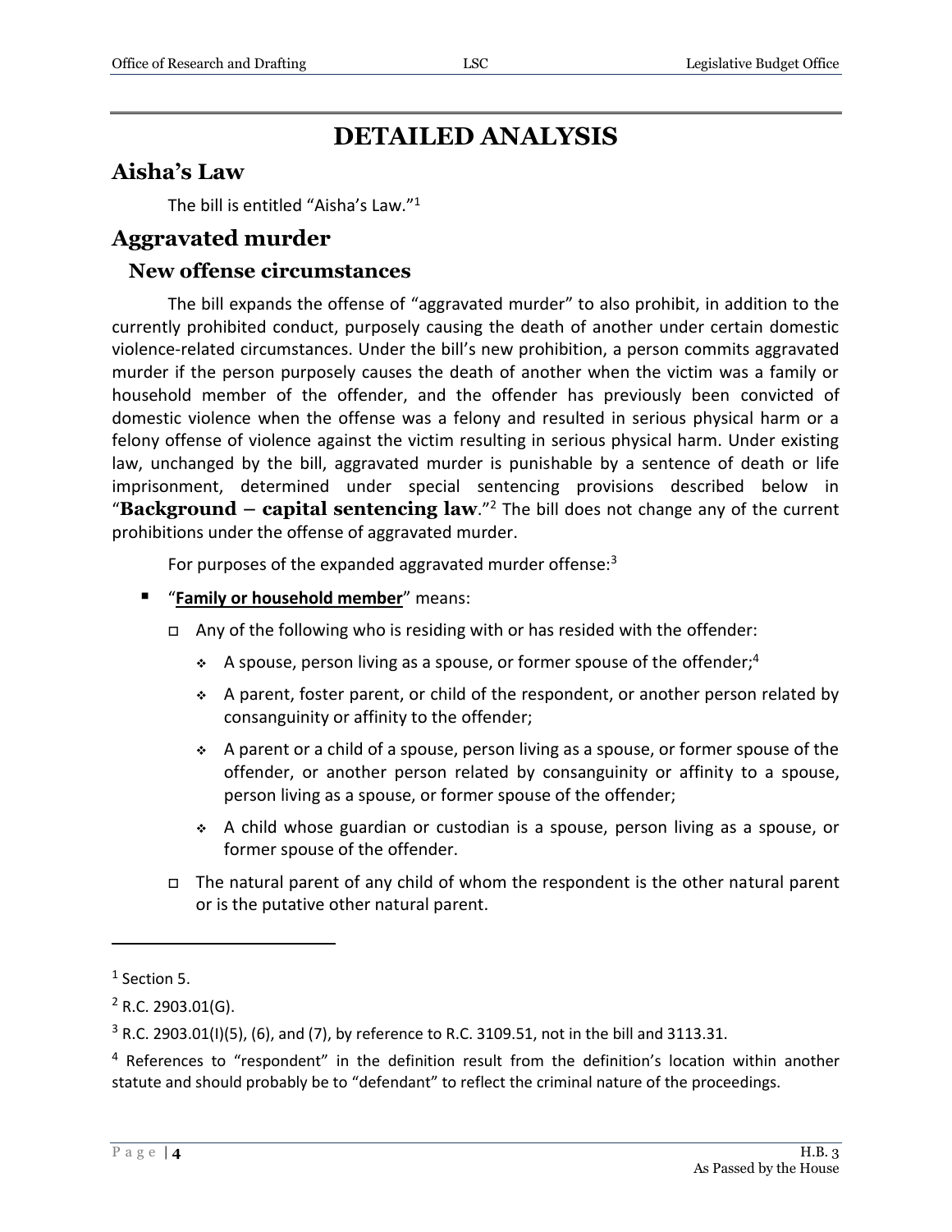# DETAILED ANALYSIS

## Aisha's Law

The bill is entitled "Aisha's Law."[1]

## Aggravated murder

### New offense circumstances

The bill expands the offense of "aggravated murder" to also prohibit, in addition to the currently prohibited conduct, purposely causing the death of another under certain domestic violence-related circumstances. Under the bill's new prohibition, a person commits aggravated murder if the person purposely causes the death of another when the victim was a family or household member of the offender, and the offender has previously been convicted of domestic violence when the offense was a felony and resulted in serious physical harm or a felony offense of violence against the victim resulting in serious physical harm. Under existing law, unchanged by the bill, aggravated murder is punishable by a sentence of death or life imprisonment, determined under special sentencing provisions described below in "**Background – capital sentencing law**."[2] The bill does not change any of the current prohibitions under the offense of aggravated murder.

For purposes of the expanded aggravated murder offense:[3]

- "**Family or household member**" means:
  - Any of the following who is residing with or has resided with the offender:
    - A spouse, person living as a spouse, or former spouse of the offender;[4]
    - A parent, foster parent, or child of the respondent, or another person related by consanguinity or affinity to the offender;
    - A parent or a child of a spouse, person living as a spouse, or former spouse of the offender, or another person related by consanguinity or affinity to a spouse, person living as a spouse, or former spouse of the offender;
    - A child whose guardian or custodian is a spouse, person living as a spouse, or former spouse of the offender.
  - The natural parent of any child of whom the respondent is the other natural parent or is the putative other natural parent.

---

[1] Section 5.

[2] R.C. 2903.01(G).

[3] R.C. 2903.01(I)(5), (6), and (7), by reference to R.C. 3109.51, not in the bill and 3113.31.

[4] References to "respondent" in the definition result from the definition's location within another statute and should probably be to "defendant" to reflect the criminal nature of the proceedings.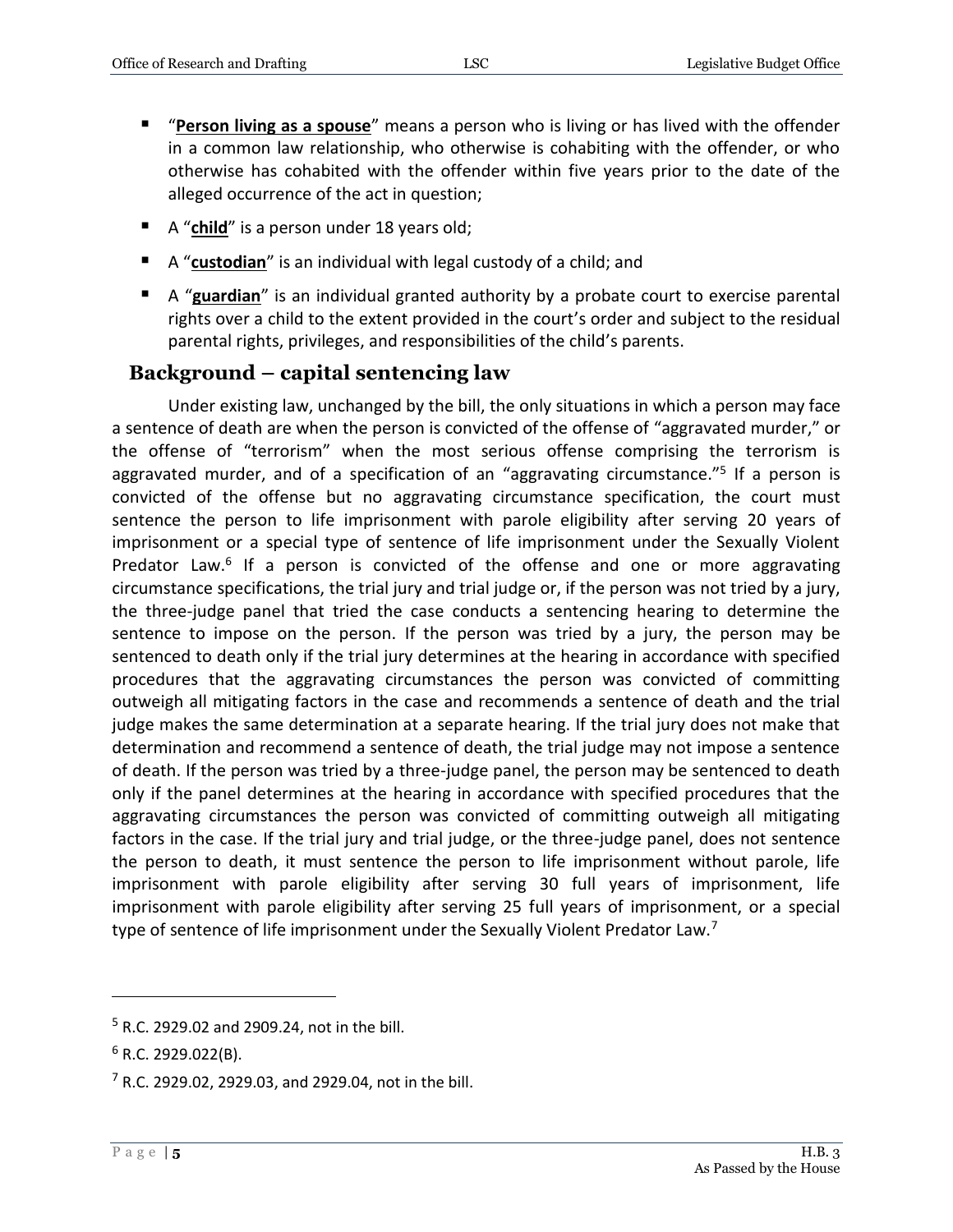- "**Person living as a spouse**" means a person who is living or has lived with the offender in a common law relationship, who otherwise is cohabiting with the offender, or who otherwise has cohabited with the offender within five years prior to the date of the alleged occurrence of the act in question;
- A "**child**" is a person under 18 years old;
- A "**custodian**" is an individual with legal custody of a child; and
- A "**guardian**" is an individual granted authority by a probate court to exercise parental rights over a child to the extent provided in the court's order and subject to the residual parental rights, privileges, and responsibilities of the child's parents.

## Background – capital sentencing law

Under existing law, unchanged by the bill, the only situations in which a person may face a sentence of death are when the person is convicted of the offense of "aggravated murder," or the offense of "terrorism" when the most serious offense comprising the terrorism is aggravated murder, and of a specification of an "aggravating circumstance."[5] If a person is convicted of the offense but no aggravating circumstance specification, the court must sentence the person to life imprisonment with parole eligibility after serving 20 years of imprisonment or a special type of sentence of life imprisonment under the Sexually Violent Predator Law.[6] If a person is convicted of the offense and one or more aggravating circumstance specifications, the trial jury and trial judge or, if the person was not tried by a jury, the three-judge panel that tried the case conducts a sentencing hearing to determine the sentence to impose on the person. If the person was tried by a jury, the person may be sentenced to death only if the trial jury determines at the hearing in accordance with specified procedures that the aggravating circumstances the person was convicted of committing outweigh all mitigating factors in the case and recommends a sentence of death and the trial judge makes the same determination at a separate hearing. If the trial jury does not make that determination and recommend a sentence of death, the trial judge may not impose a sentence of death. If the person was tried by a three-judge panel, the person may be sentenced to death only if the panel determines at the hearing in accordance with specified procedures that the aggravating circumstances the person was convicted of committing outweigh all mitigating factors in the case. If the trial jury and trial judge, or the three-judge panel, does not sentence the person to death, it must sentence the person to life imprisonment without parole, life imprisonment with parole eligibility after serving 30 full years of imprisonment, life imprisonment with parole eligibility after serving 25 full years of imprisonment, or a special type of sentence of life imprisonment under the Sexually Violent Predator Law.[7]

---

[5] R.C. 2929.02 and 2909.24, not in the bill.

[6] R.C. 2929.022(B).

[7] R.C. 2929.02, 2929.03, and 2929.04, not in the bill.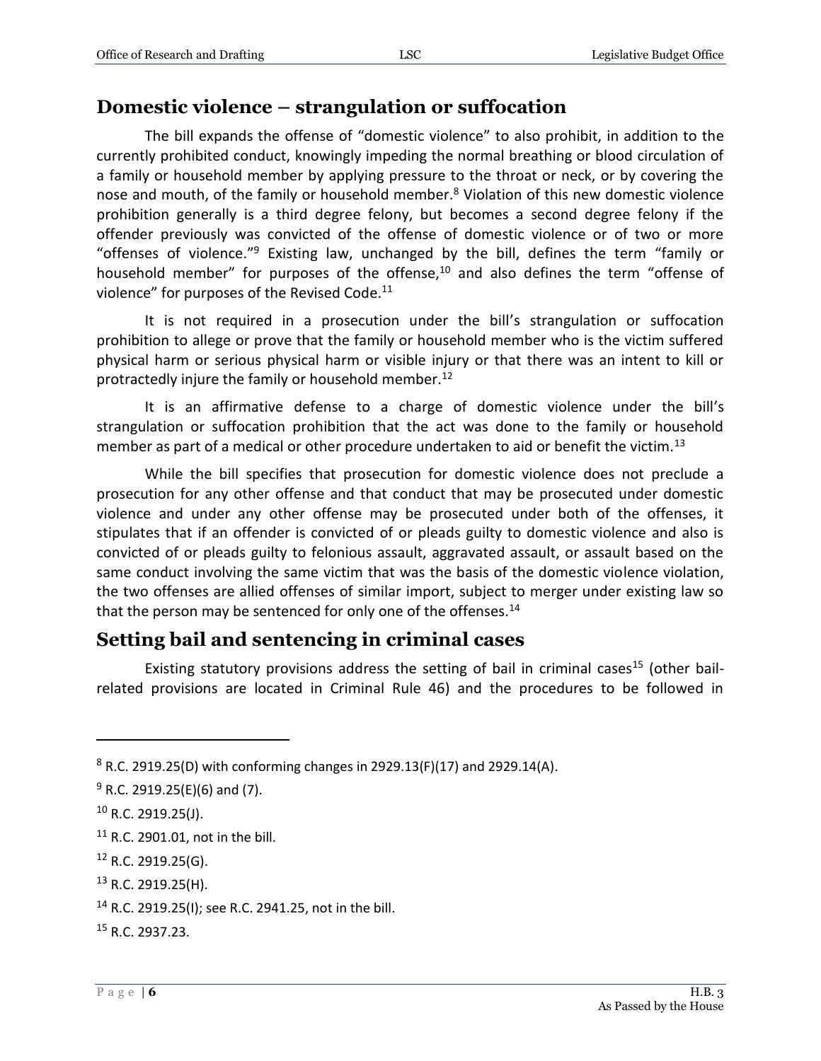## Domestic violence – strangulation or suffocation

The bill expands the offense of "domestic violence" to also prohibit, in addition to the currently prohibited conduct, knowingly impeding the normal breathing or blood circulation of a family or household member by applying pressure to the throat or neck, or by covering the nose and mouth, of the family or household member.[8] Violation of this new domestic violence prohibition generally is a third degree felony, but becomes a second degree felony if the offender previously was convicted of the offense of domestic violence or of two or more "offenses of violence."[9] Existing law, unchanged by the bill, defines the term "family or household member" for purposes of the offense,[10] and also defines the term "offense of violence" for purposes of the Revised Code.[11]

It is not required in a prosecution under the bill's strangulation or suffocation prohibition to allege or prove that the family or household member who is the victim suffered physical harm or serious physical harm or visible injury or that there was an intent to kill or protractedly injure the family or household member.[12]

It is an affirmative defense to a charge of domestic violence under the bill's strangulation or suffocation prohibition that the act was done to the family or household member as part of a medical or other procedure undertaken to aid or benefit the victim.[13]

While the bill specifies that prosecution for domestic violence does not preclude a prosecution for any other offense and that conduct that may be prosecuted under domestic violence and under any other offense may be prosecuted under both of the offenses, it stipulates that if an offender is convicted of or pleads guilty to domestic violence and also is convicted of or pleads guilty to felonious assault, aggravated assault, or assault based on the same conduct involving the same victim that was the basis of the domestic violence violation, the two offenses are allied offenses of similar import, subject to merger under existing law so that the person may be sentenced for only one of the offenses.[14]

## Setting bail and sentencing in criminal cases

Existing statutory provisions address the setting of bail in criminal cases[15] (other bail-related provisions are located in Criminal Rule 46) and the procedures to be followed in

---

[8] R.C. 2919.25(D) with conforming changes in 2929.13(F)(17) and 2929.14(A).

[9] R.C. 2919.25(E)(6) and (7).

[10] R.C. 2919.25(J).

[11] R.C. 2901.01, not in the bill.

[12] R.C. 2919.25(G).

[13] R.C. 2919.25(H).

[14] R.C. 2919.25(I); see R.C. 2941.25, not in the bill.

[15] R.C. 2937.23.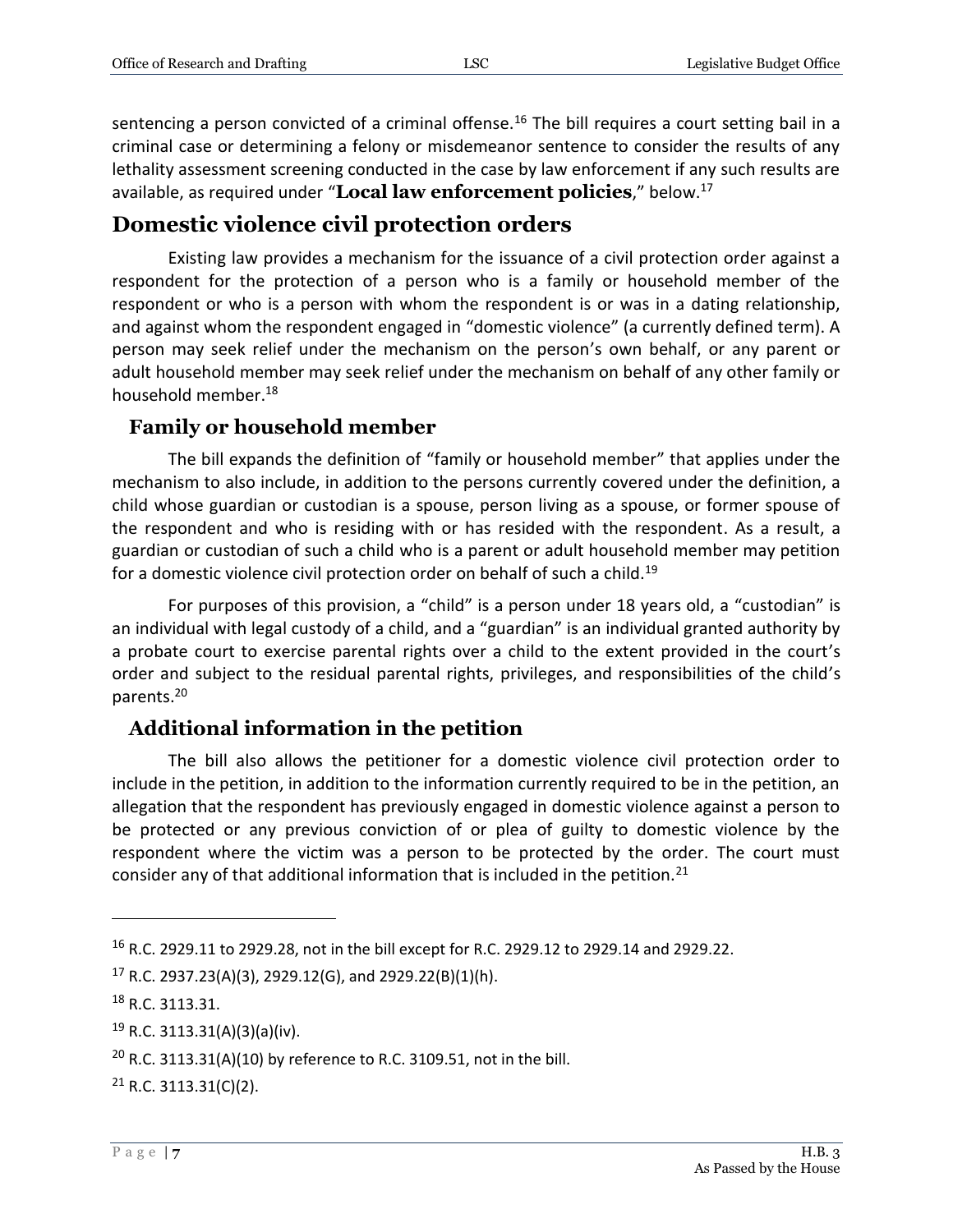sentencing a person convicted of a criminal offense.[16] The bill requires a court setting bail in a criminal case or determining a felony or misdemeanor sentence to consider the results of any lethality assessment screening conducted in the case by law enforcement if any such results are available, as required under "**Local law enforcement policies**," below.[17]

## Domestic violence civil protection orders

Existing law provides a mechanism for the issuance of a civil protection order against a respondent for the protection of a person who is a family or household member of the respondent or who is a person with whom the respondent is or was in a dating relationship, and against whom the respondent engaged in "domestic violence" (a currently defined term). A person may seek relief under the mechanism on the person's own behalf, or any parent or adult household member may seek relief under the mechanism on behalf of any other family or household member.[18]

### Family or household member

The bill expands the definition of "family or household member" that applies under the mechanism to also include, in addition to the persons currently covered under the definition, a child whose guardian or custodian is a spouse, person living as a spouse, or former spouse of the respondent and who is residing with or has resided with the respondent. As a result, a guardian or custodian of such a child who is a parent or adult household member may petition for a domestic violence civil protection order on behalf of such a child.[19]

For purposes of this provision, a "child" is a person under 18 years old, a "custodian" is an individual with legal custody of a child, and a "guardian" is an individual granted authority by a probate court to exercise parental rights over a child to the extent provided in the court's order and subject to the residual parental rights, privileges, and responsibilities of the child's parents.[20]

### Additional information in the petition

The bill also allows the petitioner for a domestic violence civil protection order to include in the petition, in addition to the information currently required to be in the petition, an allegation that the respondent has previously engaged in domestic violence against a person to be protected or any previous conviction of or plea of guilty to domestic violence by the respondent where the victim was a person to be protected by the order. The court must consider any of that additional information that is included in the petition.[21]

---

[16] R.C. 2929.11 to 2929.28, not in the bill except for R.C. 2929.12 to 2929.14 and 2929.22.

[17] R.C. 2937.23(A)(3), 2929.12(G), and 2929.22(B)(1)(h).

[18] R.C. 3113.31.

[19] R.C. 3113.31(A)(3)(a)(iv).

[20] R.C. 3113.31(A)(10) by reference to R.C. 3109.51, not in the bill.

[21] R.C. 3113.31(C)(2).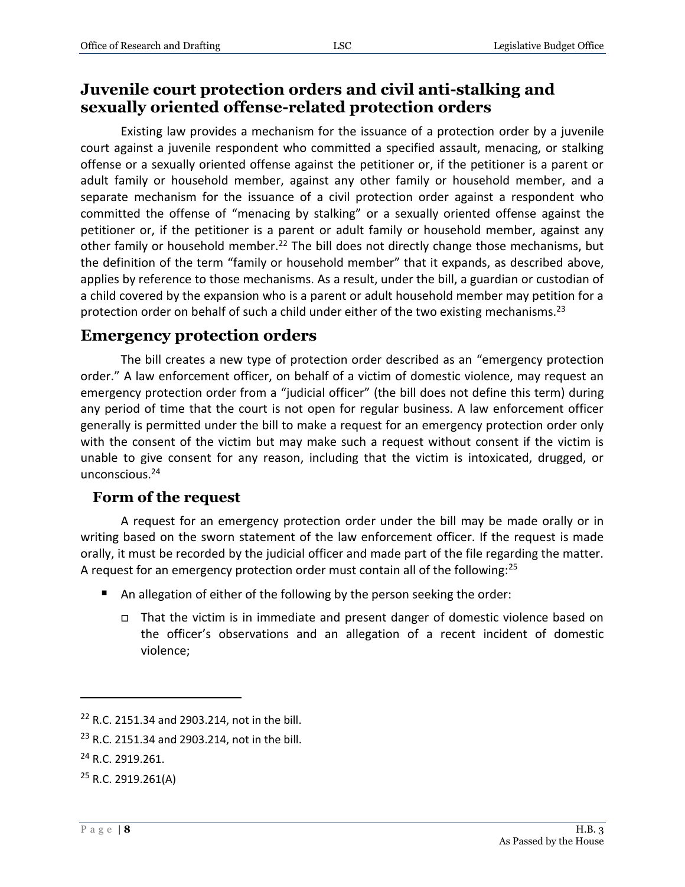## Juvenile court protection orders and civil anti-stalking and sexually oriented offense-related protection orders

Existing law provides a mechanism for the issuance of a protection order by a juvenile court against a juvenile respondent who committed a specified assault, menacing, or stalking offense or a sexually oriented offense against the petitioner or, if the petitioner is a parent or adult family or household member, against any other family or household member, and a separate mechanism for the issuance of a civil protection order against a respondent who committed the offense of "menacing by stalking" or a sexually oriented offense against the petitioner or, if the petitioner is a parent or adult family or household member, against any other family or household member.[22] The bill does not directly change those mechanisms, but the definition of the term "family or household member" that it expands, as described above, applies by reference to those mechanisms. As a result, under the bill, a guardian or custodian of a child covered by the expansion who is a parent or adult household member may petition for a protection order on behalf of such a child under either of the two existing mechanisms.[23]

## Emergency protection orders

The bill creates a new type of protection order described as an "emergency protection order." A law enforcement officer, on behalf of a victim of domestic violence, may request an emergency protection order from a "judicial officer" (the bill does not define this term) during any period of time that the court is not open for regular business. A law enforcement officer generally is permitted under the bill to make a request for an emergency protection order only with the consent of the victim but may make such a request without consent if the victim is unable to give consent for any reason, including that the victim is intoxicated, drugged, or unconscious.[24]

### Form of the request

A request for an emergency protection order under the bill may be made orally or in writing based on the sworn statement of the law enforcement officer. If the request is made orally, it must be recorded by the judicial officer and made part of the file regarding the matter. A request for an emergency protection order must contain all of the following:[25]

- An allegation of either of the following by the person seeking the order:
  - That the victim is in immediate and present danger of domestic violence based on the officer's observations and an allegation of a recent incident of domestic violence;

---

[22] R.C. 2151.34 and 2903.214, not in the bill.

[23] R.C. 2151.34 and 2903.214, not in the bill.

[24] R.C. 2919.261.

[25] R.C. 2919.261(A)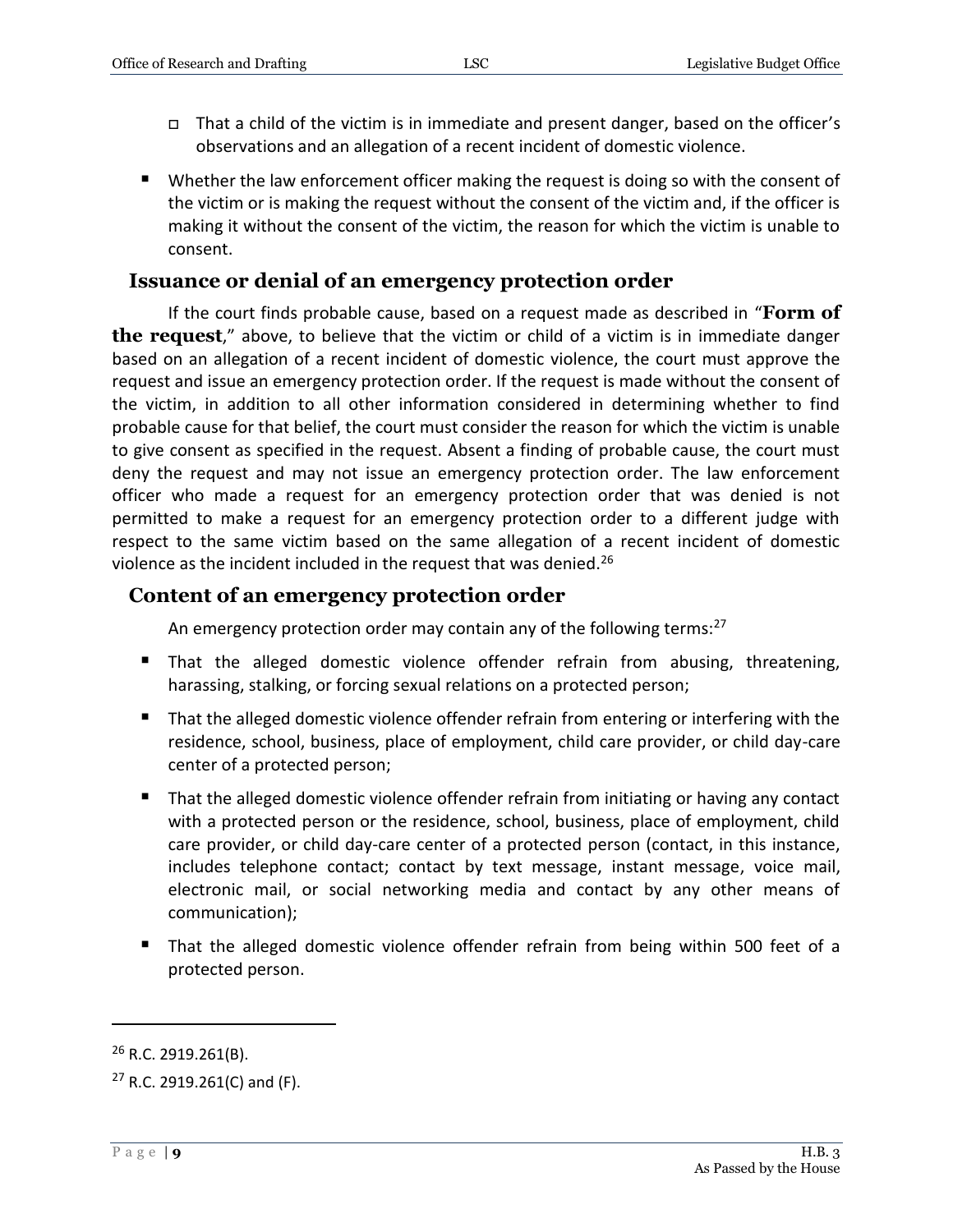- That a child of the victim is in immediate and present danger, based on the officer's observations and an allegation of a recent incident of domestic violence.

- Whether the law enforcement officer making the request is doing so with the consent of the victim or is making the request without the consent of the victim and, if the officer is making it without the consent of the victim, the reason for which the victim is unable to consent.

## Issuance or denial of an emergency protection order

If the court finds probable cause, based on a request made as described in "**Form of the request**," above, to believe that the victim or child of a victim is in immediate danger based on an allegation of a recent incident of domestic violence, the court must approve the request and issue an emergency protection order. If the request is made without the consent of the victim, in addition to all other information considered in determining whether to find probable cause for that belief, the court must consider the reason for which the victim is unable to give consent as specified in the request. Absent a finding of probable cause, the court must deny the request and may not issue an emergency protection order. The law enforcement officer who made a request for an emergency protection order that was denied is not permitted to make a request for an emergency protection order to a different judge with respect to the same victim based on the same allegation of a recent incident of domestic violence as the incident included in the request that was denied.[26]

## Content of an emergency protection order

An emergency protection order may contain any of the following terms:[27]

- That the alleged domestic violence offender refrain from abusing, threatening, harassing, stalking, or forcing sexual relations on a protected person;
- That the alleged domestic violence offender refrain from entering or interfering with the residence, school, business, place of employment, child care provider, or child day-care center of a protected person;
- That the alleged domestic violence offender refrain from initiating or having any contact with a protected person or the residence, school, business, place of employment, child care provider, or child day-care center of a protected person (contact, in this instance, includes telephone contact; contact by text message, instant message, voice mail, electronic mail, or social networking media and contact by any other means of communication);
- That the alleged domestic violence offender refrain from being within 500 feet of a protected person.

---

[26] R.C. 2919.261(B).

[27] R.C. 2919.261(C) and (F).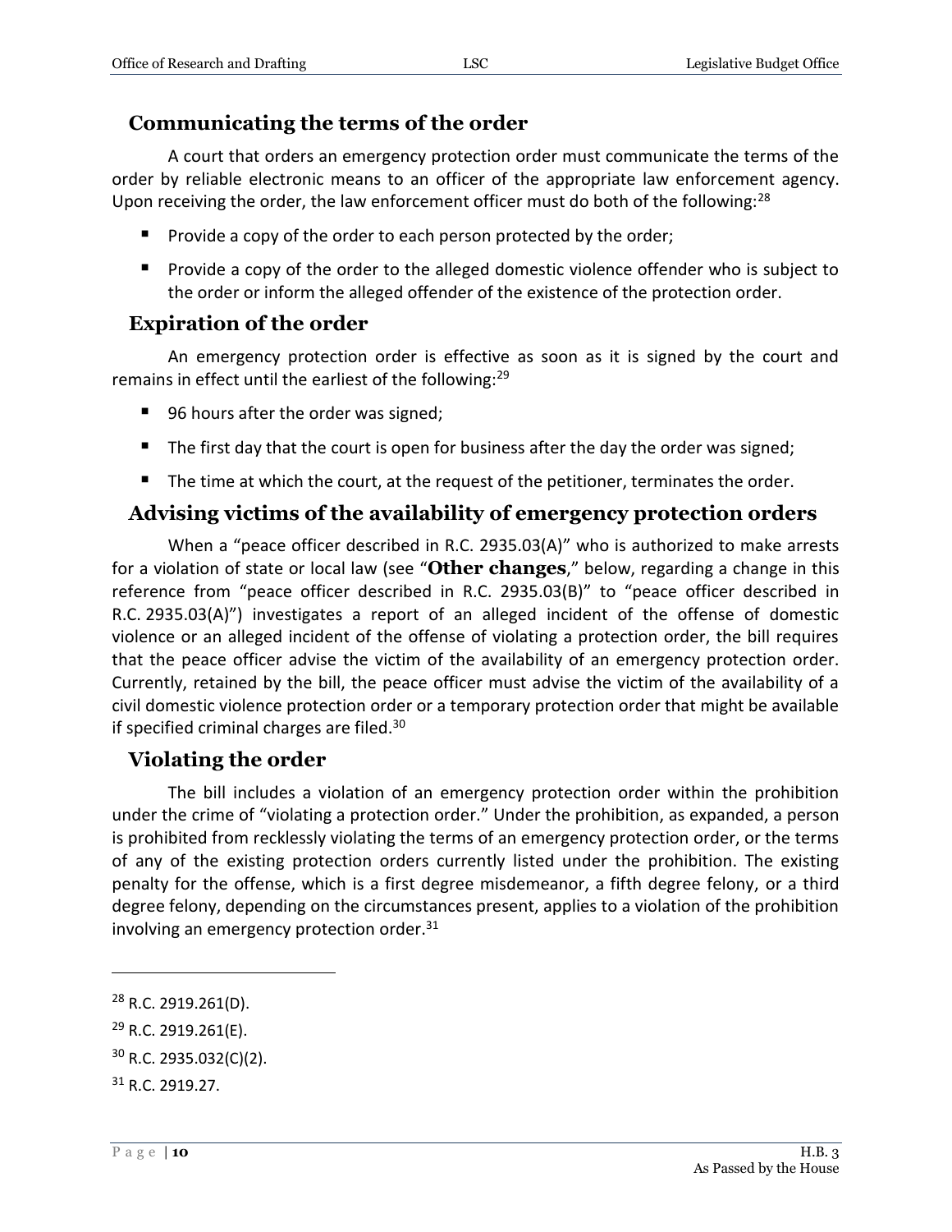## Communicating the terms of the order

A court that orders an emergency protection order must communicate the terms of the order by reliable electronic means to an officer of the appropriate law enforcement agency. Upon receiving the order, the law enforcement officer must do both of the following:[28]

- Provide a copy of the order to each person protected by the order;
- Provide a copy of the order to the alleged domestic violence offender who is subject to the order or inform the alleged offender of the existence of the protection order.

## Expiration of the order

An emergency protection order is effective as soon as it is signed by the court and remains in effect until the earliest of the following:[29]

- 96 hours after the order was signed;
- The first day that the court is open for business after the day the order was signed;
- The time at which the court, at the request of the petitioner, terminates the order.

## Advising victims of the availability of emergency protection orders

When a "peace officer described in R.C. 2935.03(A)" who is authorized to make arrests for a violation of state or local law (see "**Other changes**," below, regarding a change in this reference from "peace officer described in R.C. 2935.03(B)" to "peace officer described in R.C. 2935.03(A)") investigates a report of an alleged incident of the offense of domestic violence or an alleged incident of the offense of violating a protection order, the bill requires that the peace officer advise the victim of the availability of an emergency protection order. Currently, retained by the bill, the peace officer must advise the victim of the availability of a civil domestic violence protection order or a temporary protection order that might be available if specified criminal charges are filed.[30]

## Violating the order

The bill includes a violation of an emergency protection order within the prohibition under the crime of "violating a protection order." Under the prohibition, as expanded, a person is prohibited from recklessly violating the terms of an emergency protection order, or the terms of any of the existing protection orders currently listed under the prohibition. The existing penalty for the offense, which is a first degree misdemeanor, a fifth degree felony, or a third degree felony, depending on the circumstances present, applies to a violation of the prohibition involving an emergency protection order.[31]

---

[28] R.C. 2919.261(D).

[29] R.C. 2919.261(E).

[30] R.C. 2935.032(C)(2).

[31] R.C. 2919.27.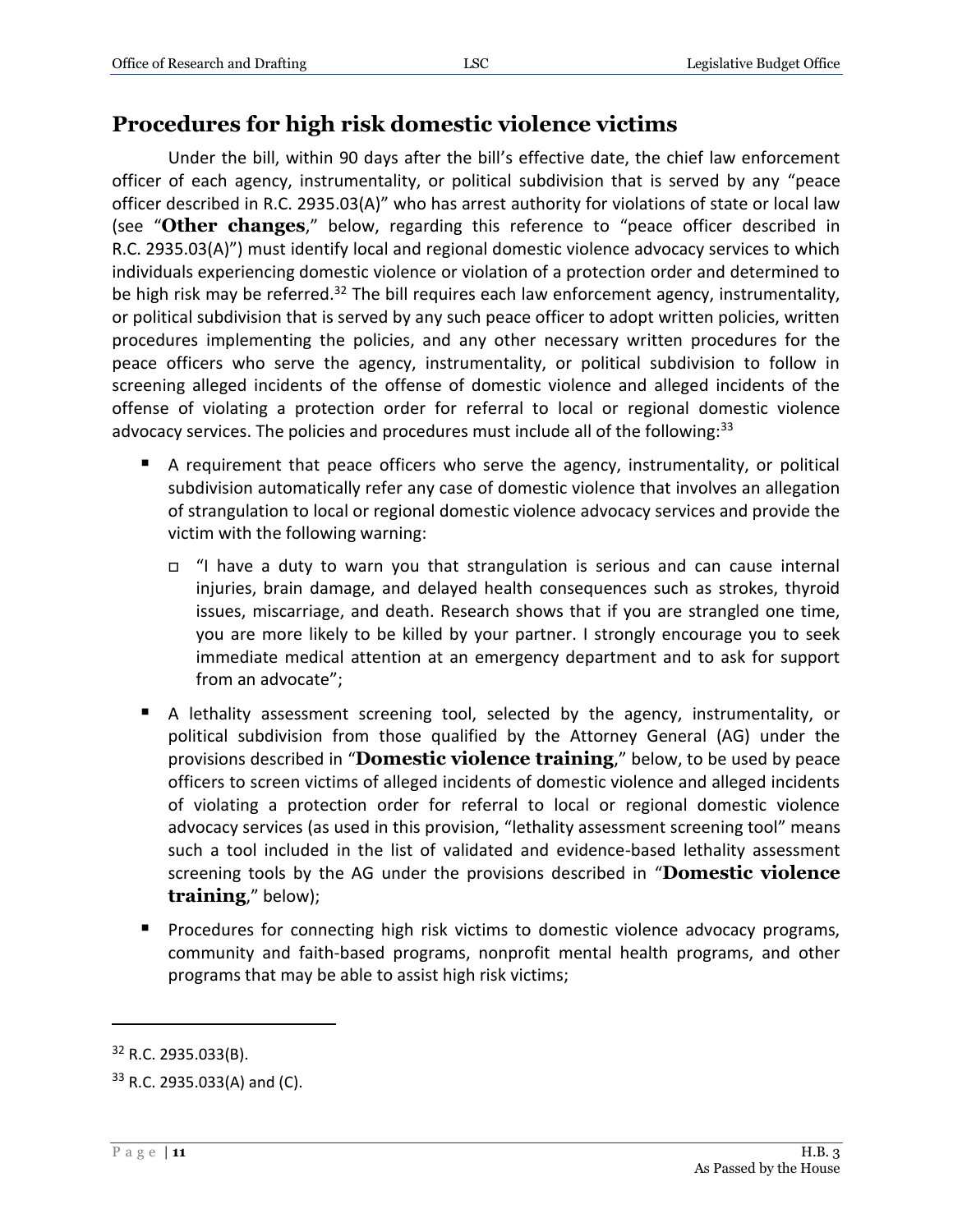## Procedures for high risk domestic violence victims

Under the bill, within 90 days after the bill's effective date, the chief law enforcement officer of each agency, instrumentality, or political subdivision that is served by any "peace officer described in R.C. 2935.03(A)" who has arrest authority for violations of state or local law (see "**Other changes**," below, regarding this reference to "peace officer described in R.C. 2935.03(A)") must identify local and regional domestic violence advocacy services to which individuals experiencing domestic violence or violation of a protection order and determined to be high risk may be referred.[32] The bill requires each law enforcement agency, instrumentality, or political subdivision that is served by any such peace officer to adopt written policies, written procedures implementing the policies, and any other necessary written procedures for the peace officers who serve the agency, instrumentality, or political subdivision to follow in screening alleged incidents of the offense of domestic violence and alleged incidents of the offense of violating a protection order for referral to local or regional domestic violence advocacy services. The policies and procedures must include all of the following:[33]

- A requirement that peace officers who serve the agency, instrumentality, or political subdivision automatically refer any case of domestic violence that involves an allegation of strangulation to local or regional domestic violence advocacy services and provide the victim with the following warning:
  - "I have a duty to warn you that strangulation is serious and can cause internal injuries, brain damage, and delayed health consequences such as strokes, thyroid issues, miscarriage, and death. Research shows that if you are strangled one time, you are more likely to be killed by your partner. I strongly encourage you to seek immediate medical attention at an emergency department and to ask for support from an advocate";
- A lethality assessment screening tool, selected by the agency, instrumentality, or political subdivision from those qualified by the Attorney General (AG) under the provisions described in "**Domestic violence training**," below, to be used by peace officers to screen victims of alleged incidents of domestic violence and alleged incidents of violating a protection order for referral to local or regional domestic violence advocacy services (as used in this provision, "lethality assessment screening tool" means such a tool included in the list of validated and evidence-based lethality assessment screening tools by the AG under the provisions described in "**Domestic violence training**," below);
- Procedures for connecting high risk victims to domestic violence advocacy programs, community and faith-based programs, nonprofit mental health programs, and other programs that may be able to assist high risk victims;

---

[32] R.C. 2935.033(B).

[33] R.C. 2935.033(A) and (C).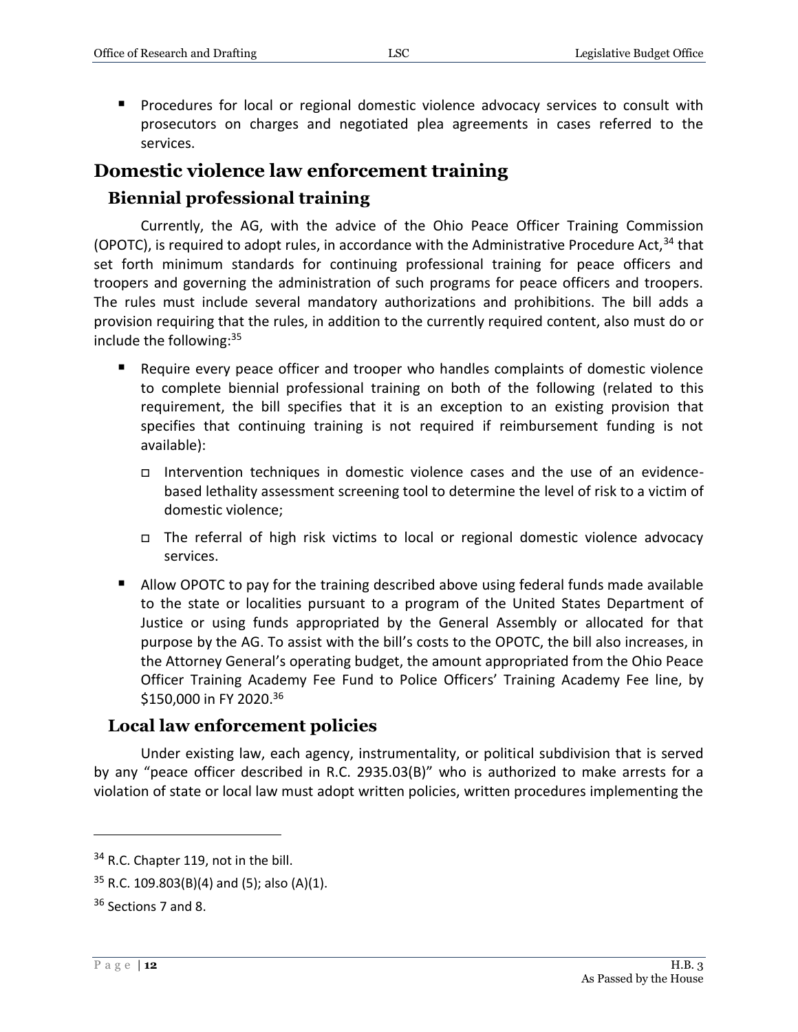- Procedures for local or regional domestic violence advocacy services to consult with prosecutors on charges and negotiated plea agreements in cases referred to the services.

## Domestic violence law enforcement training

### Biennial professional training

Currently, the AG, with the advice of the Ohio Peace Officer Training Commission (OPOTC), is required to adopt rules, in accordance with the Administrative Procedure Act,[34] that set forth minimum standards for continuing professional training for peace officers and troopers and governing the administration of such programs for peace officers and troopers. The rules must include several mandatory authorizations and prohibitions. The bill adds a provision requiring that the rules, in addition to the currently required content, also must do or include the following:[35]

- Require every peace officer and trooper who handles complaints of domestic violence to complete biennial professional training on both of the following (related to this requirement, the bill specifies that it is an exception to an existing provision that specifies that continuing training is not required if reimbursement funding is not available):
  - Intervention techniques in domestic violence cases and the use of an evidence-based lethality assessment screening tool to determine the level of risk to a victim of domestic violence;
  - The referral of high risk victims to local or regional domestic violence advocacy services.
- Allow OPOTC to pay for the training described above using federal funds made available to the state or localities pursuant to a program of the United States Department of Justice or using funds appropriated by the General Assembly or allocated for that purpose by the AG. To assist with the bill's costs to the OPOTC, the bill also increases, in the Attorney General's operating budget, the amount appropriated from the Ohio Peace Officer Training Academy Fee Fund to Police Officers' Training Academy Fee line, by $150,000 in FY 2020.[36]

### Local law enforcement policies

Under existing law, each agency, instrumentality, or political subdivision that is served by any "peace officer described in R.C. 2935.03(B)" who is authorized to make arrests for a violation of state or local law must adopt written policies, written procedures implementing the

---

[34] R.C. Chapter 119, not in the bill.

[35] R.C. 109.803(B)(4) and (5); also (A)(1).

[36] Sections 7 and 8.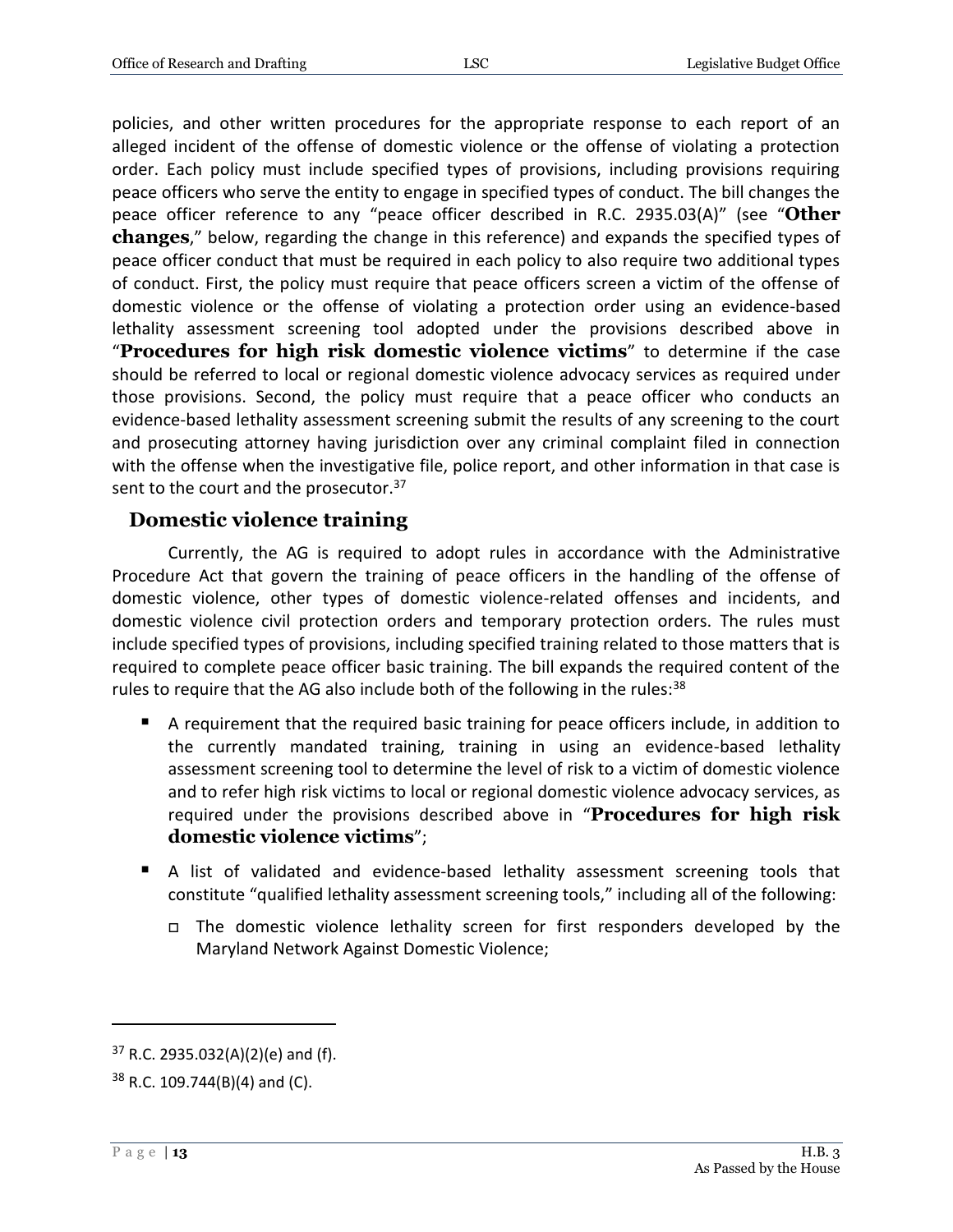policies, and other written procedures for the appropriate response to each report of an alleged incident of the offense of domestic violence or the offense of violating a protection order. Each policy must include specified types of provisions, including provisions requiring peace officers who serve the entity to engage in specified types of conduct. The bill changes the peace officer reference to any "peace officer described in R.C. 2935.03(A)" (see "**Other changes**," below, regarding the change in this reference) and expands the specified types of peace officer conduct that must be required in each policy to also require two additional types of conduct. First, the policy must require that peace officers screen a victim of the offense of domestic violence or the offense of violating a protection order using an evidence-based lethality assessment screening tool adopted under the provisions described above in "**Procedures for high risk domestic violence victims**" to determine if the case should be referred to local or regional domestic violence advocacy services as required under those provisions. Second, the policy must require that a peace officer who conducts an evidence-based lethality assessment screening submit the results of any screening to the court and prosecuting attorney having jurisdiction over any criminal complaint filed in connection with the offense when the investigative file, police report, and other information in that case is sent to the court and the prosecutor.[37]

## Domestic violence training

Currently, the AG is required to adopt rules in accordance with the Administrative Procedure Act that govern the training of peace officers in the handling of the offense of domestic violence, other types of domestic violence-related offenses and incidents, and domestic violence civil protection orders and temporary protection orders. The rules must include specified types of provisions, including specified training related to those matters that is required to complete peace officer basic training. The bill expands the required content of the rules to require that the AG also include both of the following in the rules:[38]

- A requirement that the required basic training for peace officers include, in addition to the currently mandated training, training in using an evidence-based lethality assessment screening tool to determine the level of risk to a victim of domestic violence and to refer high risk victims to local or regional domestic violence advocacy services, as required under the provisions described above in "**Procedures for high risk domestic violence victims**";
- A list of validated and evidence-based lethality assessment screening tools that constitute "qualified lethality assessment screening tools," including all of the following:
  - The domestic violence lethality screen for first responders developed by the Maryland Network Against Domestic Violence;

---

[37] R.C. 2935.032(A)(2)(e) and (f).

[38] R.C. 109.744(B)(4) and (C).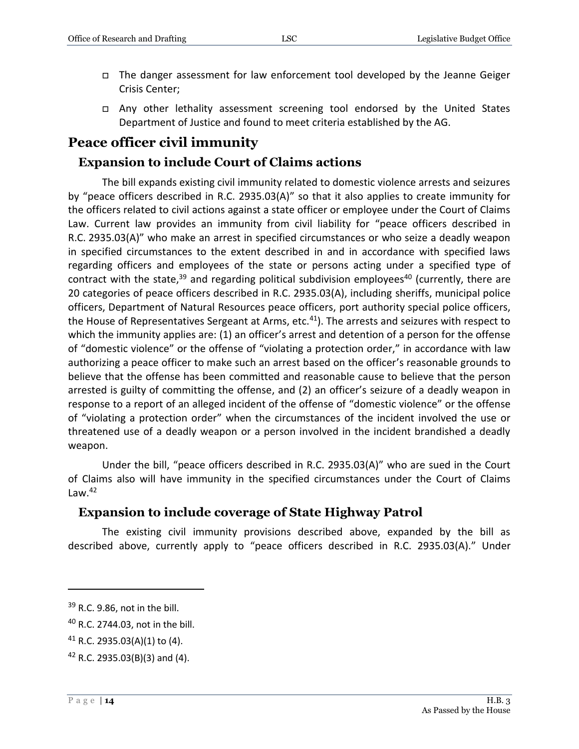- The danger assessment for law enforcement tool developed by the Jeanne Geiger Crisis Center;
- Any other lethality assessment screening tool endorsed by the United States Department of Justice and found to meet criteria established by the AG.

## Peace officer civil immunity

### Expansion to include Court of Claims actions

The bill expands existing civil immunity related to domestic violence arrests and seizures by "peace officers described in R.C. 2935.03(A)" so that it also applies to create immunity for the officers related to civil actions against a state officer or employee under the Court of Claims Law. Current law provides an immunity from civil liability for "peace officers described in R.C. 2935.03(A)" who make an arrest in specified circumstances or who seize a deadly weapon in specified circumstances to the extent described in and in accordance with specified laws regarding officers and employees of the state or persons acting under a specified type of contract with the state,[39] and regarding political subdivision employees[40] (currently, there are 20 categories of peace officers described in R.C. 2935.03(A), including sheriffs, municipal police officers, Department of Natural Resources peace officers, port authority special police officers, the House of Representatives Sergeant at Arms, etc.[41]). The arrests and seizures with respect to which the immunity applies are: (1) an officer's arrest and detention of a person for the offense of "domestic violence" or the offense of "violating a protection order," in accordance with law authorizing a peace officer to make such an arrest based on the officer's reasonable grounds to believe that the offense has been committed and reasonable cause to believe that the person arrested is guilty of committing the offense, and (2) an officer's seizure of a deadly weapon in response to a report of an alleged incident of the offense of "domestic violence" or the offense of "violating a protection order" when the circumstances of the incident involved the use or threatened use of a deadly weapon or a person involved in the incident brandished a deadly weapon.

Under the bill, "peace officers described in R.C. 2935.03(A)" who are sued in the Court of Claims also will have immunity in the specified circumstances under the Court of Claims Law.[42]

### Expansion to include coverage of State Highway Patrol

The existing civil immunity provisions described above, expanded by the bill as described above, currently apply to "peace officers described in R.C. 2935.03(A)." Under

---

[39] R.C. 9.86, not in the bill.

[40] R.C. 2744.03, not in the bill.

[41] R.C. 2935.03(A)(1) to (4).

[42] R.C. 2935.03(B)(3) and (4).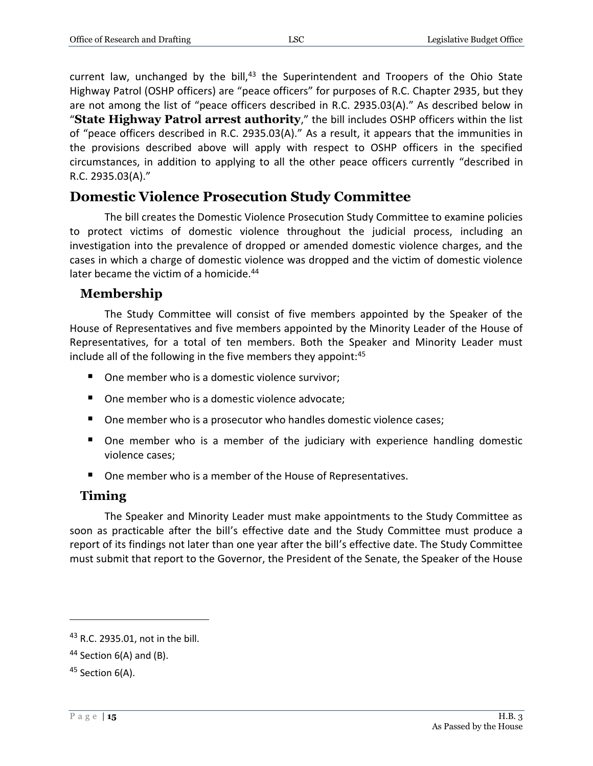current law, unchanged by the bill,[43] the Superintendent and Troopers of the Ohio State Highway Patrol (OSHP officers) are "peace officers" for purposes of R.C. Chapter 2935, but they are not among the list of "peace officers described in R.C. 2935.03(A)." As described below in "**State Highway Patrol arrest authority**," the bill includes OSHP officers within the list of "peace officers described in R.C. 2935.03(A)." As a result, it appears that the immunities in the provisions described above will apply with respect to OSHP officers in the specified circumstances, in addition to applying to all the other peace officers currently "described in R.C. 2935.03(A)."

## Domestic Violence Prosecution Study Committee

The bill creates the Domestic Violence Prosecution Study Committee to examine policies to protect victims of domestic violence throughout the judicial process, including an investigation into the prevalence of dropped or amended domestic violence charges, and the cases in which a charge of domestic violence was dropped and the victim of domestic violence later became the victim of a homicide.[44]

### Membership

The Study Committee will consist of five members appointed by the Speaker of the House of Representatives and five members appointed by the Minority Leader of the House of Representatives, for a total of ten members. Both the Speaker and Minority Leader must include all of the following in the five members they appoint:[45]

- One member who is a domestic violence survivor;
- One member who is a domestic violence advocate;
- One member who is a prosecutor who handles domestic violence cases;
- One member who is a member of the judiciary with experience handling domestic violence cases;
- One member who is a member of the House of Representatives.

### Timing

The Speaker and Minority Leader must make appointments to the Study Committee as soon as practicable after the bill's effective date and the Study Committee must produce a report of its findings not later than one year after the bill's effective date. The Study Committee must submit that report to the Governor, the President of the Senate, the Speaker of the House

---

[43] R.C. 2935.01, not in the bill.

[44] Section 6(A) and (B).

[45] Section 6(A).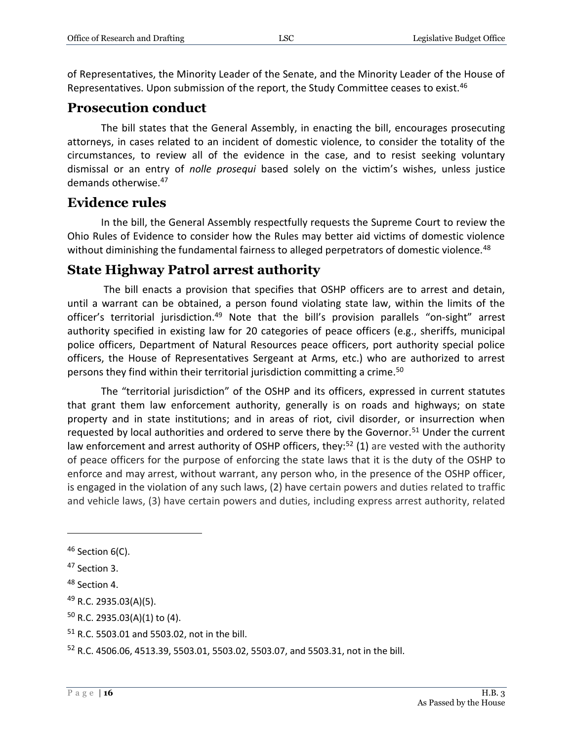of Representatives, the Minority Leader of the Senate, and the Minority Leader of the House of Representatives. Upon submission of the report, the Study Committee ceases to exist.[46]

## Prosecution conduct

The bill states that the General Assembly, in enacting the bill, encourages prosecuting attorneys, in cases related to an incident of domestic violence, to consider the totality of the circumstances, to review all of the evidence in the case, and to resist seeking voluntary dismissal or an entry of *nolle prosequi* based solely on the victim's wishes, unless justice demands otherwise.[47]

## Evidence rules

In the bill, the General Assembly respectfully requests the Supreme Court to review the Ohio Rules of Evidence to consider how the Rules may better aid victims of domestic violence without diminishing the fundamental fairness to alleged perpetrators of domestic violence.[48]

## State Highway Patrol arrest authority

The bill enacts a provision that specifies that OSHP officers are to arrest and detain, until a warrant can be obtained, a person found violating state law, within the limits of the officer's territorial jurisdiction.[49] Note that the bill's provision parallels "on-sight" arrest authority specified in existing law for 20 categories of peace officers (e.g., sheriffs, municipal police officers, Department of Natural Resources peace officers, port authority special police officers, the House of Representatives Sergeant at Arms, etc.) who are authorized to arrest persons they find within their territorial jurisdiction committing a crime.[50]

The "territorial jurisdiction" of the OSHP and its officers, expressed in current statutes that grant them law enforcement authority, generally is on roads and highways; on state property and in state institutions; and in areas of riot, civil disorder, or insurrection when requested by local authorities and ordered to serve there by the Governor.[51] Under the current law enforcement and arrest authority of OSHP officers, they:[52] (1) are vested with the authority of peace officers for the purpose of enforcing the state laws that it is the duty of the OSHP to enforce and may arrest, without warrant, any person who, in the presence of the OSHP officer, is engaged in the violation of any such laws, (2) have certain powers and duties related to traffic and vehicle laws, (3) have certain powers and duties, including express arrest authority, related

---

[46] Section 6(C).

[47] Section 3.

[48] Section 4.

[49] R.C. 2935.03(A)(5).

[50] R.C. 2935.03(A)(1) to (4).

[51] R.C. 5503.01 and 5503.02, not in the bill.

[52] R.C. 4506.06, 4513.39, 5503.01, 5503.02, 5503.07, and 5503.31, not in the bill.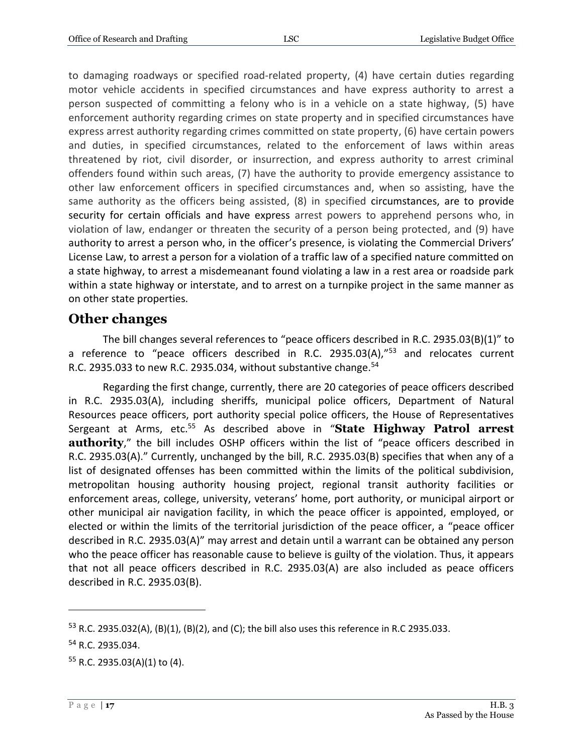to damaging roadways or specified road-related property, (4) have certain duties regarding motor vehicle accidents in specified circumstances and have express authority to arrest a person suspected of committing a felony who is in a vehicle on a state highway, (5) have enforcement authority regarding crimes on state property and in specified circumstances have express arrest authority regarding crimes committed on state property, (6) have certain powers and duties, in specified circumstances, related to the enforcement of laws within areas threatened by riot, civil disorder, or insurrection, and express authority to arrest criminal offenders found within such areas, (7) have the authority to provide emergency assistance to other law enforcement officers in specified circumstances and, when so assisting, have the same authority as the officers being assisted, (8) in specified circumstances, are to provide security for certain officials and have express arrest powers to apprehend persons who, in violation of law, endanger or threaten the security of a person being protected, and (9) have authority to arrest a person who, in the officer's presence, is violating the Commercial Drivers' License Law, to arrest a person for a violation of a traffic law of a specified nature committed on a state highway, to arrest a misdemeanant found violating a law in a rest area or roadside park within a state highway or interstate, and to arrest on a turnpike project in the same manner as on other state properties.

## Other changes

The bill changes several references to "peace officers described in R.C. 2935.03(B)(1)" to a reference to "peace officers described in R.C. 2935.03(A),"[53] and relocates current R.C. 2935.033 to new R.C. 2935.034, without substantive change.[54]

Regarding the first change, currently, there are 20 categories of peace officers described in R.C. 2935.03(A), including sheriffs, municipal police officers, Department of Natural Resources peace officers, port authority special police officers, the House of Representatives Sergeant at Arms, etc.[55] As described above in "**State Highway Patrol arrest authority**," the bill includes OSHP officers within the list of "peace officers described in R.C. 2935.03(A)." Currently, unchanged by the bill, R.C. 2935.03(B) specifies that when any of a list of designated offenses has been committed within the limits of the political subdivision, metropolitan housing authority housing project, regional transit authority facilities or enforcement areas, college, university, veterans' home, port authority, or municipal airport or other municipal air navigation facility, in which the peace officer is appointed, employed, or elected or within the limits of the territorial jurisdiction of the peace officer, a "peace officer described in R.C. 2935.03(A)" may arrest and detain until a warrant can be obtained any person who the peace officer has reasonable cause to believe is guilty of the violation. Thus, it appears that not all peace officers described in R.C. 2935.03(A) are also included as peace officers described in R.C. 2935.03(B).

---

[53] R.C. 2935.032(A), (B)(1), (B)(2), and (C); the bill also uses this reference in R.C 2935.033.

[54] R.C. 2935.034.

[55] R.C. 2935.03(A)(1) to (4).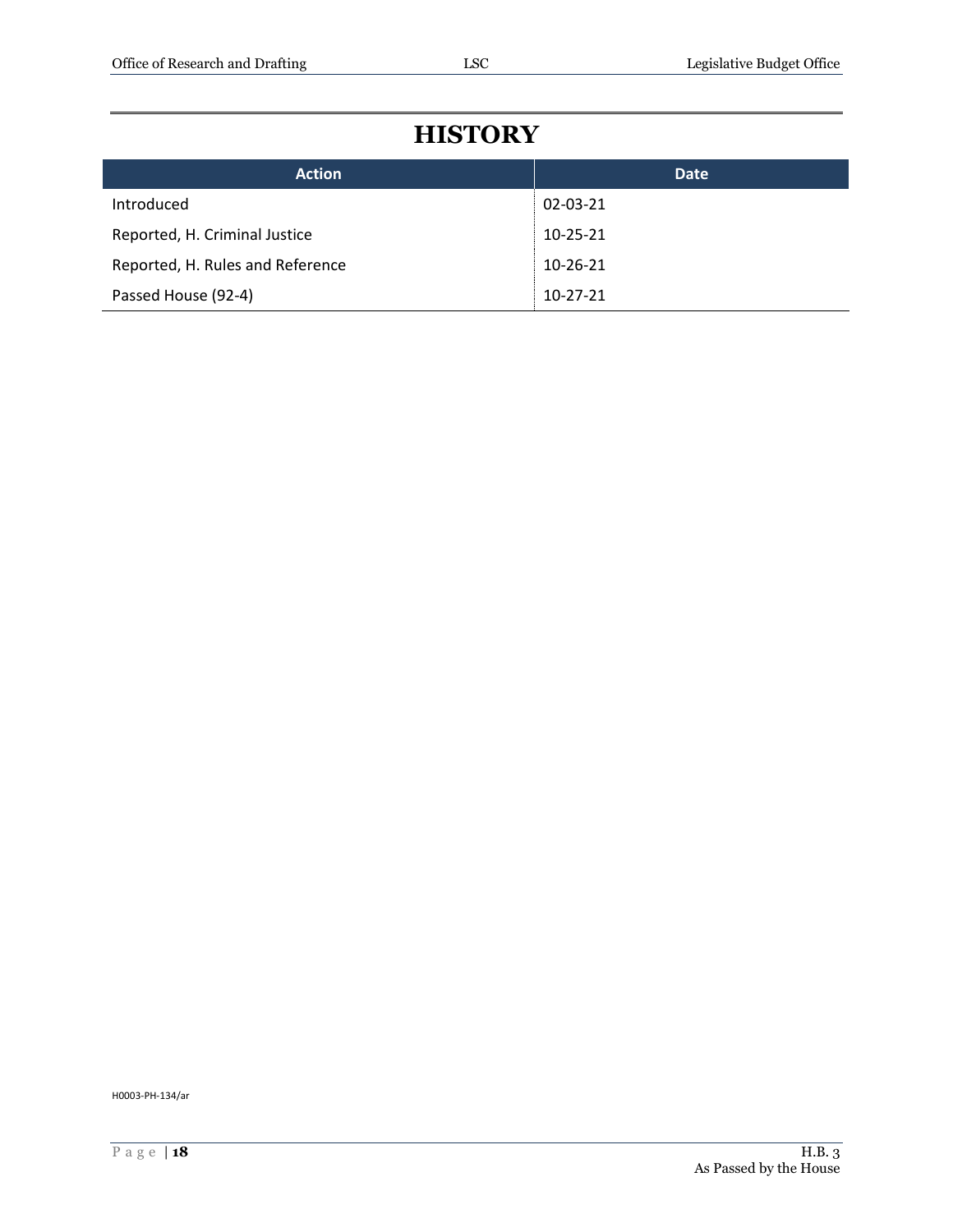# HISTORY

| Action | Date |
| --- | --- |
| Introduced | 02-03-21 |
| Reported, H. Criminal Justice | 10-25-21 |
| Reported, H. Rules and Reference | 10-26-21 |
| Passed House (92-4) | 10-27-21 |

H0003-PH-134/ar